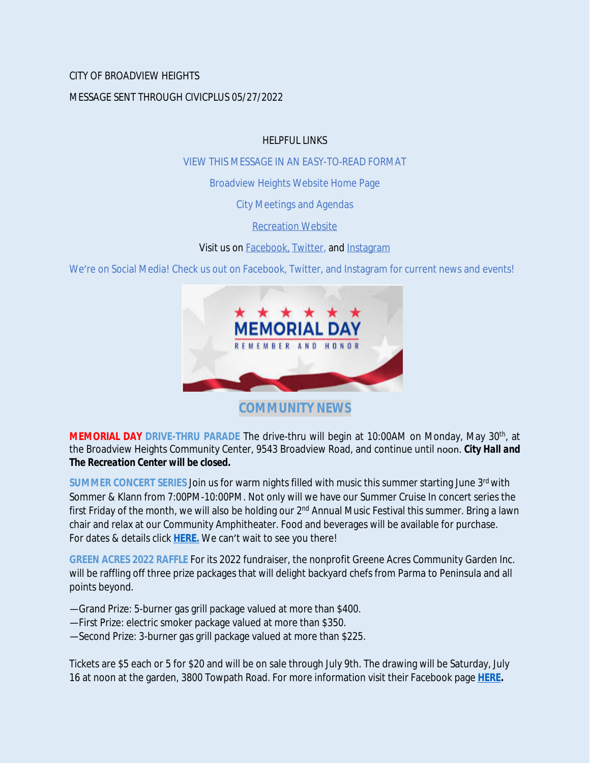CITY OF BROADVIEW HEIGHTS

MESSAGE SENT THROUGH CIVICPLUS 05/27/2022

HELPFUL LINKS

VIEW THIS MESSAGE IN AN EASY-TO-READ FORMAT

Broadview Heights Website Home Page

City Meetings and Agendas

Recreation Website

Visit us on Facebook, Twitter, and Instagram

We're on Social Media! Check us out on Facebook, Twitter, and Instagram for current news and events!

## COMMUNITY NEWS

**MEMORIAL DAY DRIVE-THRU PARADE** The drive-thru will begin at 10:00AM on Monday, May 30th, at the Broadview Heights Community Center, 9543 Broadview Road, and continue until noon. **City Hall and The Recreation Center will be closed.**

**SUMMER CONCERT SERIES** Join us for warm nights filled with music this summer starting June 3rd with Sommer & Klann from 7:00PM-10:00PM. Not only will we have our Summer Cruise In concert series the first Friday of the month, we will also be holding our 2nd Annual Music Festival this summer. Bring a lawn chair and relax at our Community Amphitheater. Food and beverages will be available for purchase. For dates & details click **HERE.** We can't wait to see you there!

**GREEN ACRES 2022 RAFFLE** For its 2022 fundraiser, the nonprofit Greene Acres Community Garden Inc. will be raffling off three prize packages that will delight backyard chefs from Parma to Peninsula and all points beyond.

—Grand Prize: 5-burner gas grill package valued at more than $400.
—First Prize: electric smoker package valued at more than $350.
—Second Prize: 3-burner gas grill package valued at more than $225.

Tickets are $5 each or 5 for $20 and will be on sale through July 9th. The drawing will be Saturday, July 16 at noon at the garden, 3800 Towpath Road. For more information visit their Facebook page **HERE.**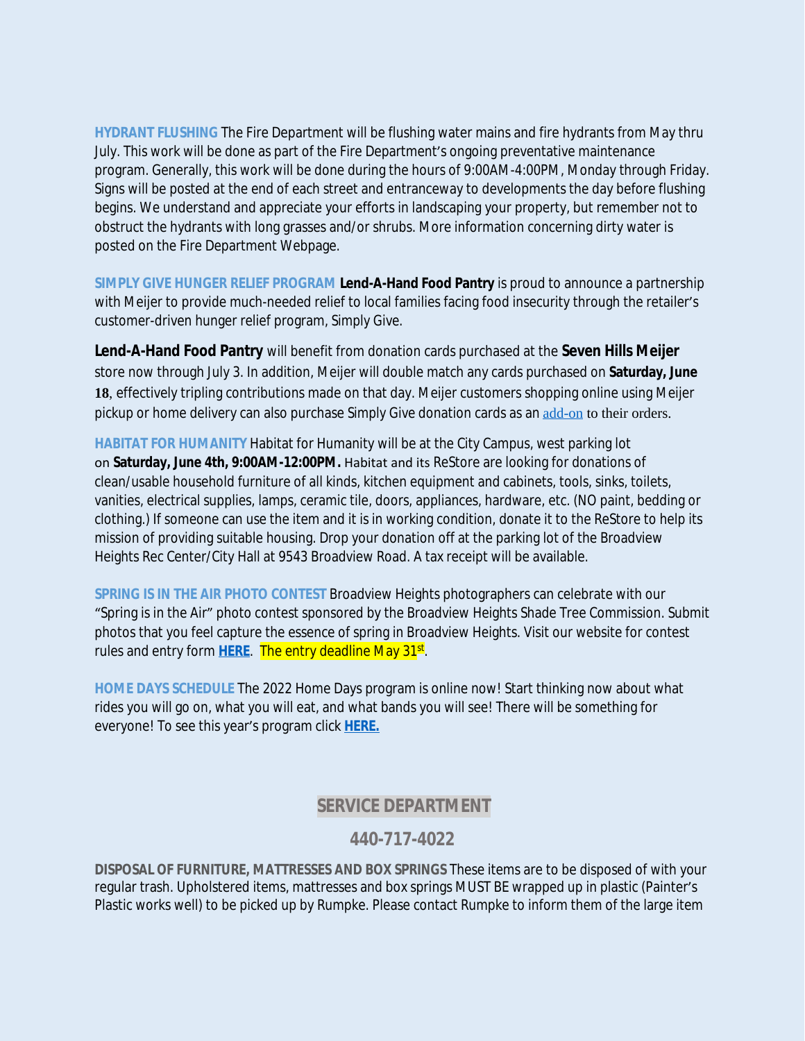**HYDRANT FLUSHING** The Fire Department will be flushing water mains and fire hydrants from May thru July. This work will be done as part of the Fire Department's ongoing preventative maintenance program. Generally, this work will be done during the hours of 9:00AM-4:00PM, Monday through Friday. Signs will be posted at the end of each street and entranceway to developments the day before flushing begins. We understand and appreciate your efforts in landscaping your property, but remember not to obstruct the hydrants with long grasses and/or shrubs. More information concerning dirty water is posted on the Fire Department Webpage.

**SIMPLY GIVE HUNGER RELIEF PROGRAM** **Lend-A-Hand Food Pantry** is proud to announce a partnership with Meijer to provide much-needed relief to local families facing food insecurity through the retailer's customer-driven hunger relief program, Simply Give.

**Lend-A-Hand Food Pantry** will benefit from donation cards purchased at the **Seven Hills Meijer** store now through July 3. In addition, Meijer will double match any cards purchased on **Saturday, June 18**, effectively tripling contributions made on that day. Meijer customers shopping online using Meijer pickup or home delivery can also purchase Simply Give donation cards as an add-on to their orders.

**HABITAT FOR HUMANITY** Habitat for Humanity will be at the City Campus, west parking lot on **Saturday, June 4th, 9:00AM-12:00PM.** Habitat and its ReStore are looking for donations of clean/usable household furniture of all kinds, kitchen equipment and cabinets, tools, sinks, toilets, vanities, electrical supplies, lamps, ceramic tile, doors, appliances, hardware, etc. (NO paint, bedding or clothing.) If someone can use the item and it is in working condition, donate it to the ReStore to help its mission of providing suitable housing. Drop your donation off at the parking lot of the Broadview Heights Rec Center/City Hall at 9543 Broadview Road. A tax receipt will be available.

**SPRING IS IN THE AIR PHOTO CONTEST** Broadview Heights photographers can celebrate with our "Spring is in the Air" photo contest sponsored by the Broadview Heights Shade Tree Commission. Submit photos that you feel capture the essence of spring in Broadview Heights. Visit our website for contest rules and entry form **HERE**. The entry deadline May 31st.

**HOME DAYS SCHEDULE** The 2022 Home Days program is online now! Start thinking now about what rides you will go on, what you will eat, and what bands you will see! There will be something for everyone! To see this year's program click **HERE.**

## SERVICE DEPARTMENT

## 440-717-4022

**DISPOSAL OF FURNITURE, MATTRESSES AND BOX SPRINGS** These items are to be disposed of with your regular trash. Upholstered items, mattresses and box springs MUST BE wrapped up in plastic (Painter's Plastic works well) to be picked up by Rumpke. Please contact Rumpke to inform them of the large item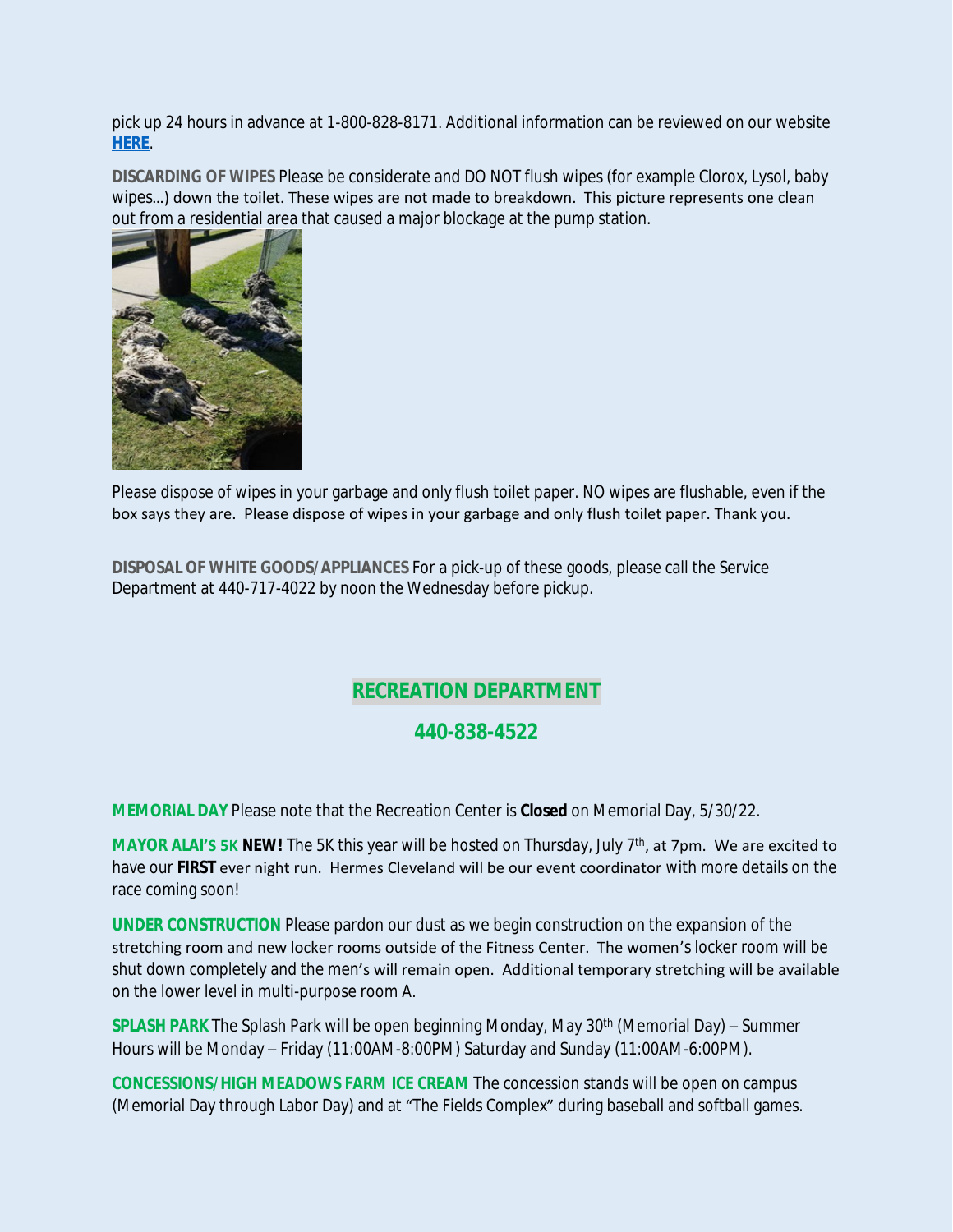pick up 24 hours in advance at 1-800-828-8171. Additional information can be reviewed on our website **HERE**.

**DISCARDING OF WIPES** Please be considerate and DO NOT flush wipes (for example Clorox, Lysol, baby wipes…) down the toilet. These wipes are not made to breakdown. This picture represents one clean out from a residential area that caused a major blockage at the pump station.

Please dispose of wipes in your garbage and only flush toilet paper. NO wipes are flushable, even if the box says they are. Please dispose of wipes in your garbage and only flush toilet paper. Thank you.

**DISPOSAL OF WHITE GOODS/APPLIANCES** For a pick-up of these goods, please call the Service Department at 440-717-4022 by noon the Wednesday before pickup.

## RECREATION DEPARTMENT

## 440-838-4522

**MEMORIAL DAY** Please note that the Recreation Center is **Closed** on Memorial Day, 5/30/22.

**MAYOR ALAI'S 5K** **NEW!** The 5K this year will be hosted on Thursday, July 7th, at 7pm. We are excited to have our **FIRST** ever night run. Hermes Cleveland will be our event coordinator with more details on the race coming soon!

**UNDER CONSTRUCTION** Please pardon our dust as we begin construction on the expansion of the stretching room and new locker rooms outside of the Fitness Center. The women's locker room will be shut down completely and the men's will remain open. Additional temporary stretching will be available on the lower level in multi-purpose room A.

**SPLASH PARK** The Splash Park will be open beginning Monday, May 30th (Memorial Day) – Summer Hours will be Monday – Friday (11:00AM-8:00PM) Saturday and Sunday (11:00AM-6:00PM).

**CONCESSIONS/HIGH MEADOWS FARM ICE CREAM** The concession stands will be open on campus (Memorial Day through Labor Day) and at "The Fields Complex" during baseball and softball games.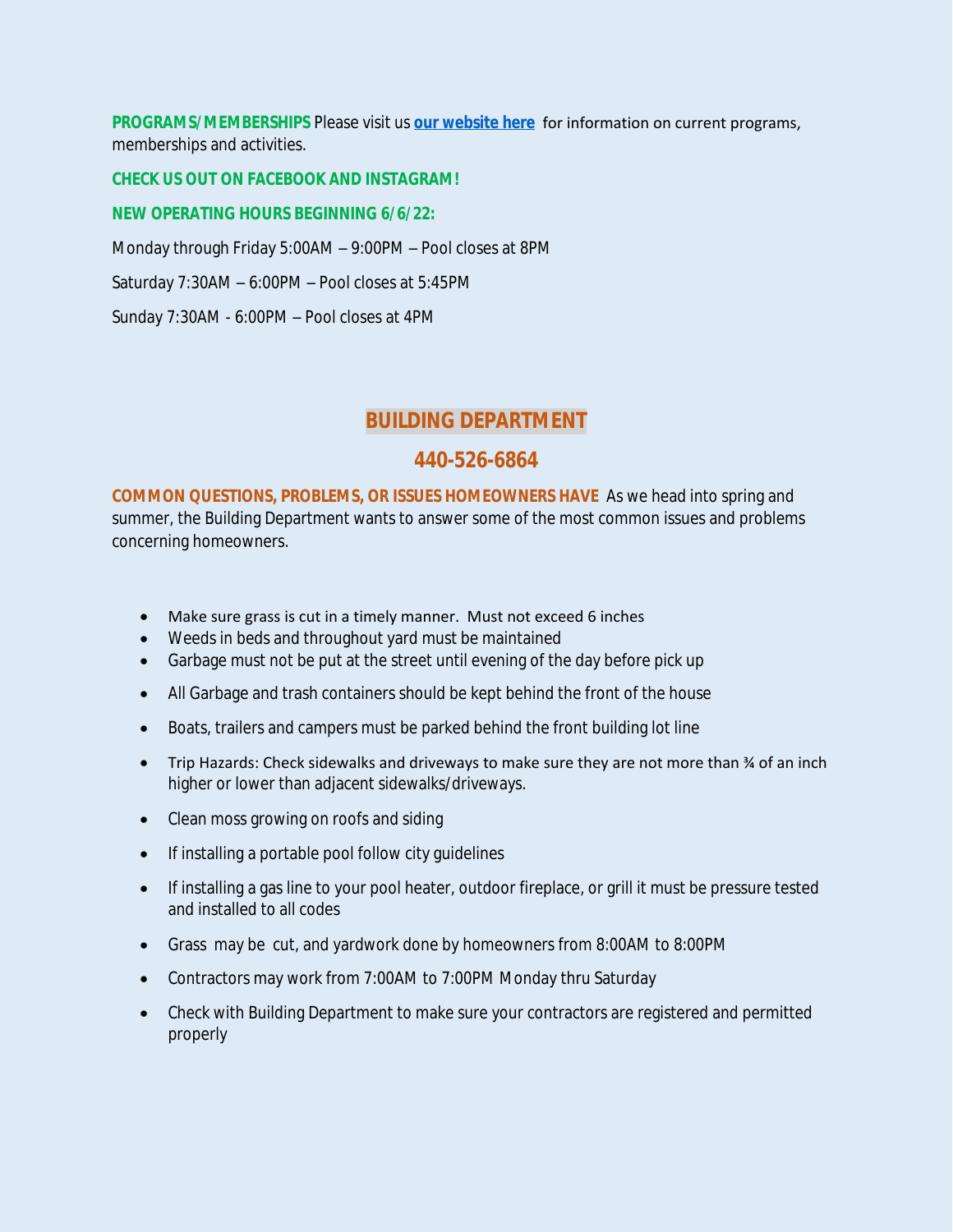**PROGRAMS/MEMBERSHIPS** Please visit us **our website here** for information on current programs, memberships and activities.

**CHECK US OUT ON FACEBOOK AND INSTAGRAM!**

**NEW OPERATING HOURS BEGINNING 6/6/22:**

Monday through Friday 5:00AM – 9:00PM – Pool closes at 8PM

Saturday 7:30AM – 6:00PM – Pool closes at 5:45PM

Sunday 7:30AM - 6:00PM – Pool closes at 4PM

## BUILDING DEPARTMENT

## 440-526-6864

**COMMON QUESTIONS, PROBLEMS, OR ISSUES HOMEOWNERS HAVE** As we head into spring and summer, the Building Department wants to answer some of the most common issues and problems concerning homeowners.

- Make sure grass is cut in a timely manner. Must not exceed 6 inches
- Weeds in beds and throughout yard must be maintained
- Garbage must not be put at the street until evening of the day before pick up
- All Garbage and trash containers should be kept behind the front of the house
- Boats, trailers and campers must be parked behind the front building lot line
- Trip Hazards: Check sidewalks and driveways to make sure they are not more than ¾ of an inch higher or lower than adjacent sidewalks/driveways.
- Clean moss growing on roofs and siding
- If installing a portable pool follow city guidelines
- If installing a gas line to your pool heater, outdoor fireplace, or grill it must be pressure tested and installed to all codes
- Grass may be cut, and yardwork done by homeowners from 8:00AM to 8:00PM
- Contractors may work from 7:00AM to 7:00PM Monday thru Saturday
- Check with Building Department to make sure your contractors are registered and permitted properly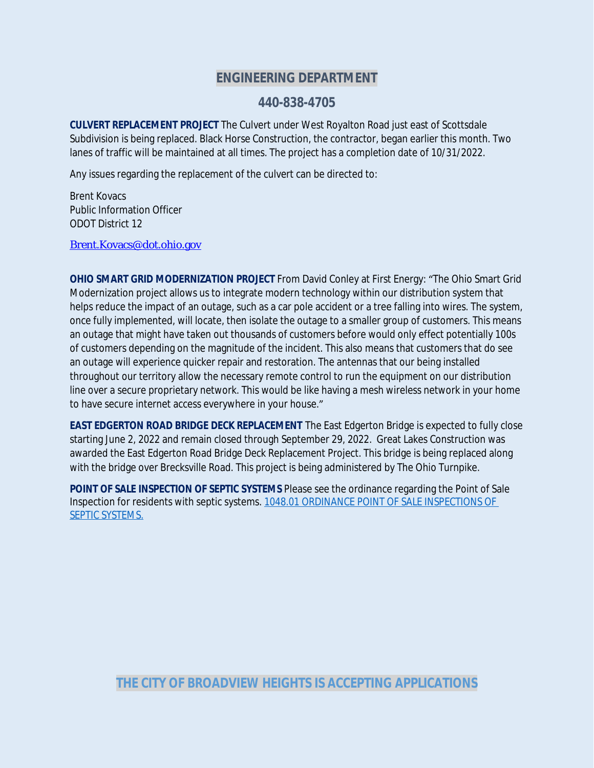## ENGINEERING DEPARTMENT

## 440-838-4705

**CULVERT REPLACEMENT PROJECT** The Culvert under West Royalton Road just east of Scottsdale Subdivision is being replaced. Black Horse Construction, the contractor, began earlier this month. Two lanes of traffic will be maintained at all times. The project has a completion date of 10/31/2022.

Any issues regarding the replacement of the culvert can be directed to:

Brent Kovacs
Public Information Officer
ODOT District 12

[Brent.Kovacs@dot.ohio.gov](mailto:Brent.Kovacs@dot.ohio.gov)

**OHIO SMART GRID MODERNIZATION PROJECT** From David Conley at First Energy: "The Ohio Smart Grid Modernization project allows us to integrate modern technology within our distribution system that helps reduce the impact of an outage, such as a car pole accident or a tree falling into wires. The system, once fully implemented, will locate, then isolate the outage to a smaller group of customers. This means an outage that might have taken out thousands of customers before would only effect potentially 100s of customers depending on the magnitude of the incident. This also means that customers that do see an outage will experience quicker repair and restoration. The antennas that our being installed throughout our territory allow the necessary remote control to run the equipment on our distribution line over a secure proprietary network. This would be like having a mesh wireless network in your home to have secure internet access everywhere in your house."

**EAST EDGERTON ROAD BRIDGE DECK REPLACEMENT** The East Edgerton Bridge is expected to fully close starting June 2, 2022 and remain closed through September 29, 2022. Great Lakes Construction was awarded the East Edgerton Road Bridge Deck Replacement Project. This bridge is being replaced along with the bridge over Brecksville Road. This project is being administered by The Ohio Turnpike.

**POINT OF SALE INSPECTION OF SEPTIC SYSTEMS** Please see the ordinance regarding the Point of Sale Inspection for residents with septic systems. 1048.01 ORDINANCE POINT OF SALE INSPECTIONS OF SEPTIC SYSTEMS.

## THE CITY OF BROADVIEW HEIGHTS IS ACCEPTING APPLICATIONS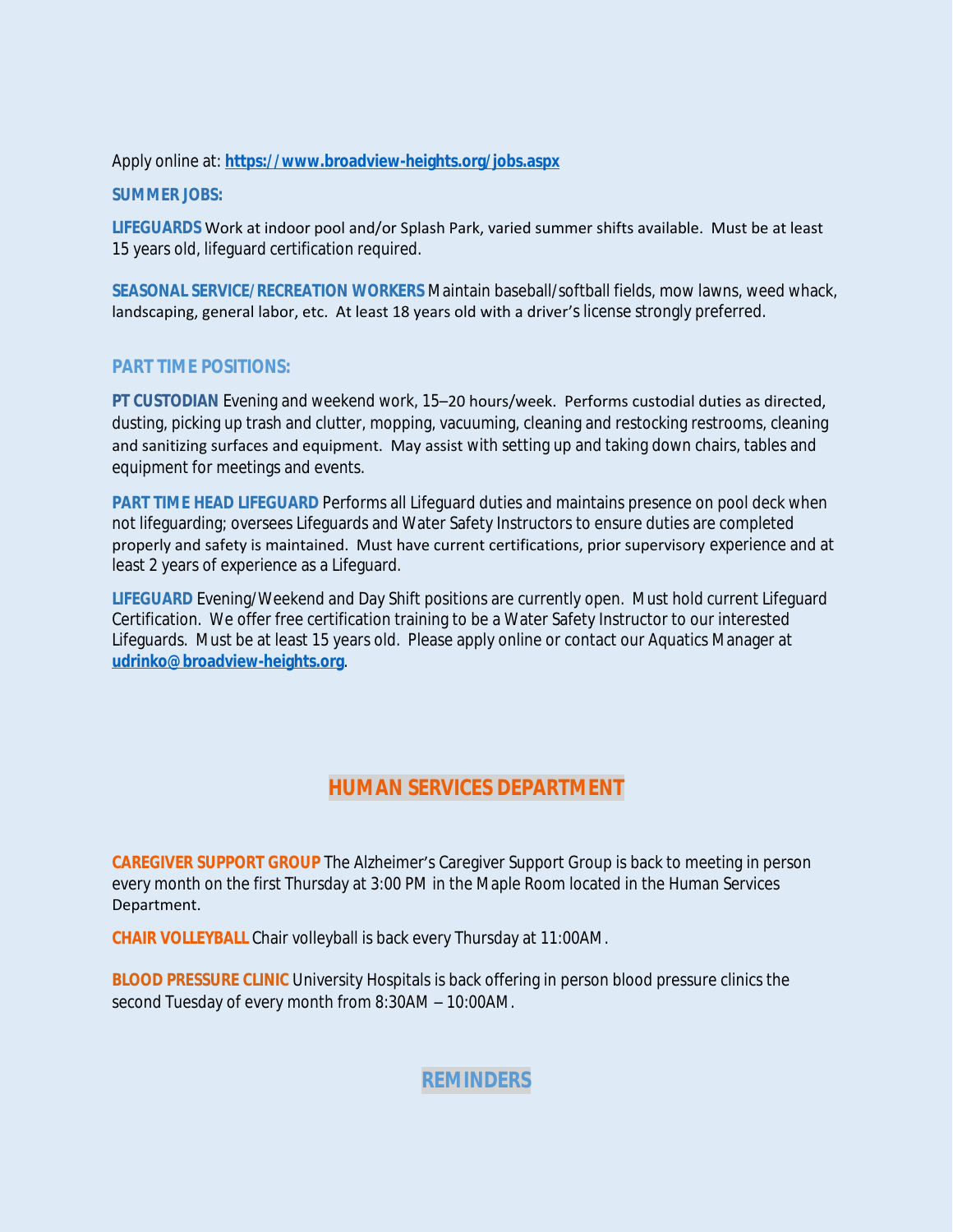Apply online at: **https://www.broadview-heights.org/jobs.aspx**

**SUMMER JOBS:**

**LIFEGUARDS** Work at indoor pool and/or Splash Park, varied summer shifts available. Must be at least 15 years old, lifeguard certification required.

**SEASONAL SERVICE/RECREATION WORKERS** Maintain baseball/softball fields, mow lawns, weed whack, landscaping, general labor, etc. At least 18 years old with a driver's license strongly preferred.

**PART TIME POSITIONS:**

**PT CUSTODIAN** Evening and weekend work, 15–20 hours/week. Performs custodial duties as directed, dusting, picking up trash and clutter, mopping, vacuuming, cleaning and restocking restrooms, cleaning and sanitizing surfaces and equipment. May assist with setting up and taking down chairs, tables and equipment for meetings and events.

**PART TIME HEAD LIFEGUARD** Performs all Lifeguard duties and maintains presence on pool deck when not lifeguarding; oversees Lifeguards and Water Safety Instructors to ensure duties are completed properly and safety is maintained. Must have current certifications, prior supervisory experience and at least 2 years of experience as a Lifeguard.

**LIFEGUARD** Evening/Weekend and Day Shift positions are currently open. Must hold current Lifeguard Certification. We offer free certification training to be a Water Safety Instructor to our interested Lifeguards. Must be at least 15 years old. Please apply online or contact our Aquatics Manager at **udrinko@broadview-heights.org**.

## HUMAN SERVICES DEPARTMENT

**CAREGIVER SUPPORT GROUP** The Alzheimer's Caregiver Support Group is back to meeting in person every month on the first Thursday at 3:00 PM in the Maple Room located in the Human Services Department.

**CHAIR VOLLEYBALL** Chair volleyball is back every Thursday at 11:00AM.

**BLOOD PRESSURE CLINIC** University Hospitals is back offering in person blood pressure clinics the second Tuesday of every month from 8:30AM – 10:00AM.

## REMINDERS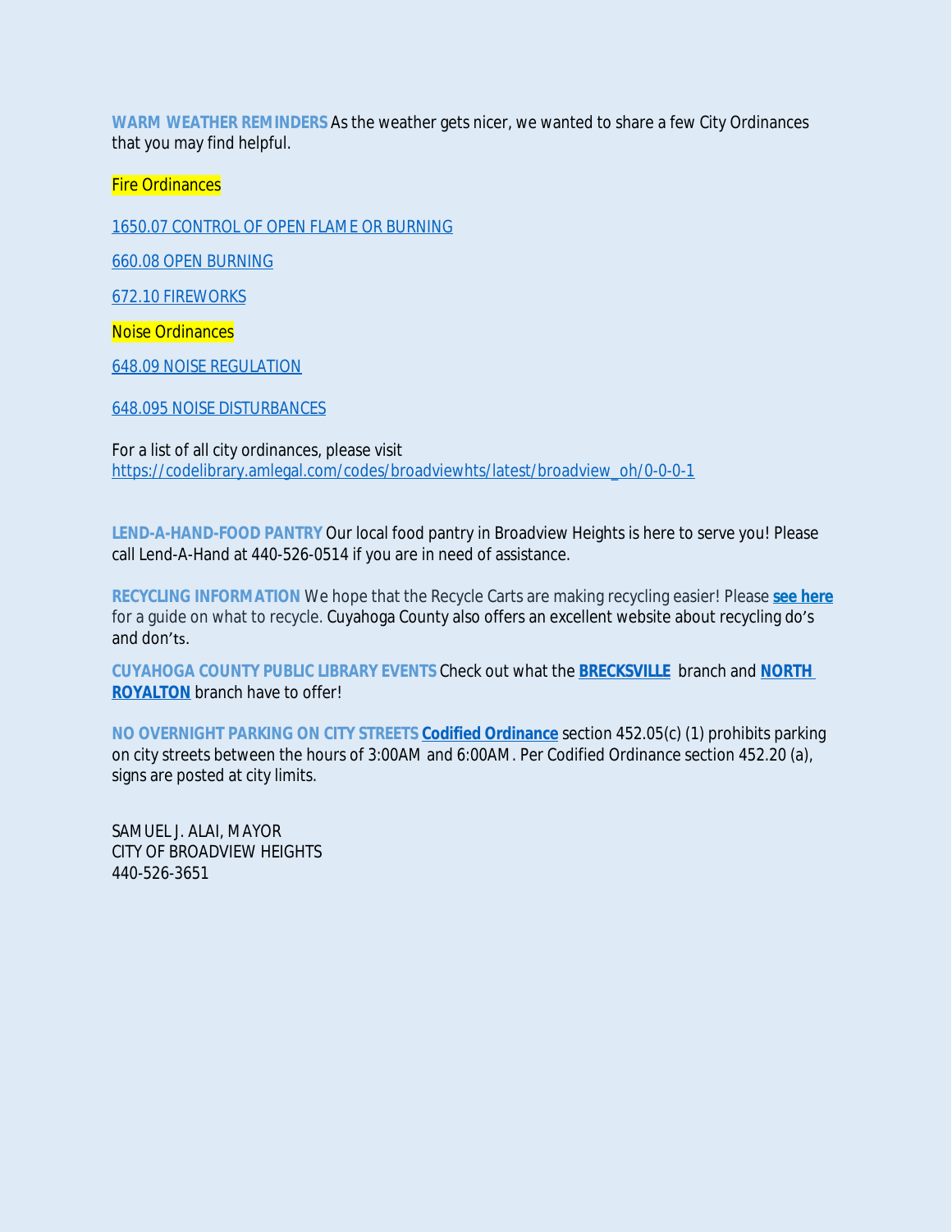**WARM WEATHER REMINDERS** As the weather gets nicer, we wanted to share a few City Ordinances that you may find helpful.

Fire Ordinances

1650.07 CONTROL OF OPEN FLAME OR BURNING

660.08 OPEN BURNING

672.10 FIREWORKS

Noise Ordinances

648.09 NOISE REGULATION

648.095 NOISE DISTURBANCES

For a list of all city ordinances, please visit https://codelibrary.amlegal.com/codes/broadviewhts/latest/broadview_oh/0-0-0-1

**LEND-A-HAND-FOOD PANTRY** Our local food pantry in Broadview Heights is here to serve you! Please call Lend-A-Hand at 440-526-0514 if you are in need of assistance.

**RECYCLING INFORMATION** We hope that the Recycle Carts are making recycling easier! Please **see here** for a guide on what to recycle. Cuyahoga County also offers an excellent website about recycling do's and don'ts.

**CUYAHOGA COUNTY PUBLIC LIBRARY EVENTS** Check out what the **BRECKSVILLE** branch and **NORTH ROYALTON** branch have to offer!

**NO OVERNIGHT PARKING ON CITY STREETS** **Codified Ordinance** section 452.05(c) (1) prohibits parking on city streets between the hours of 3:00AM and 6:00AM. Per Codified Ordinance section 452.20 (a), signs are posted at city limits.

SAMUEL J. ALAI, MAYOR
CITY OF BROADVIEW HEIGHTS
440-526-3651